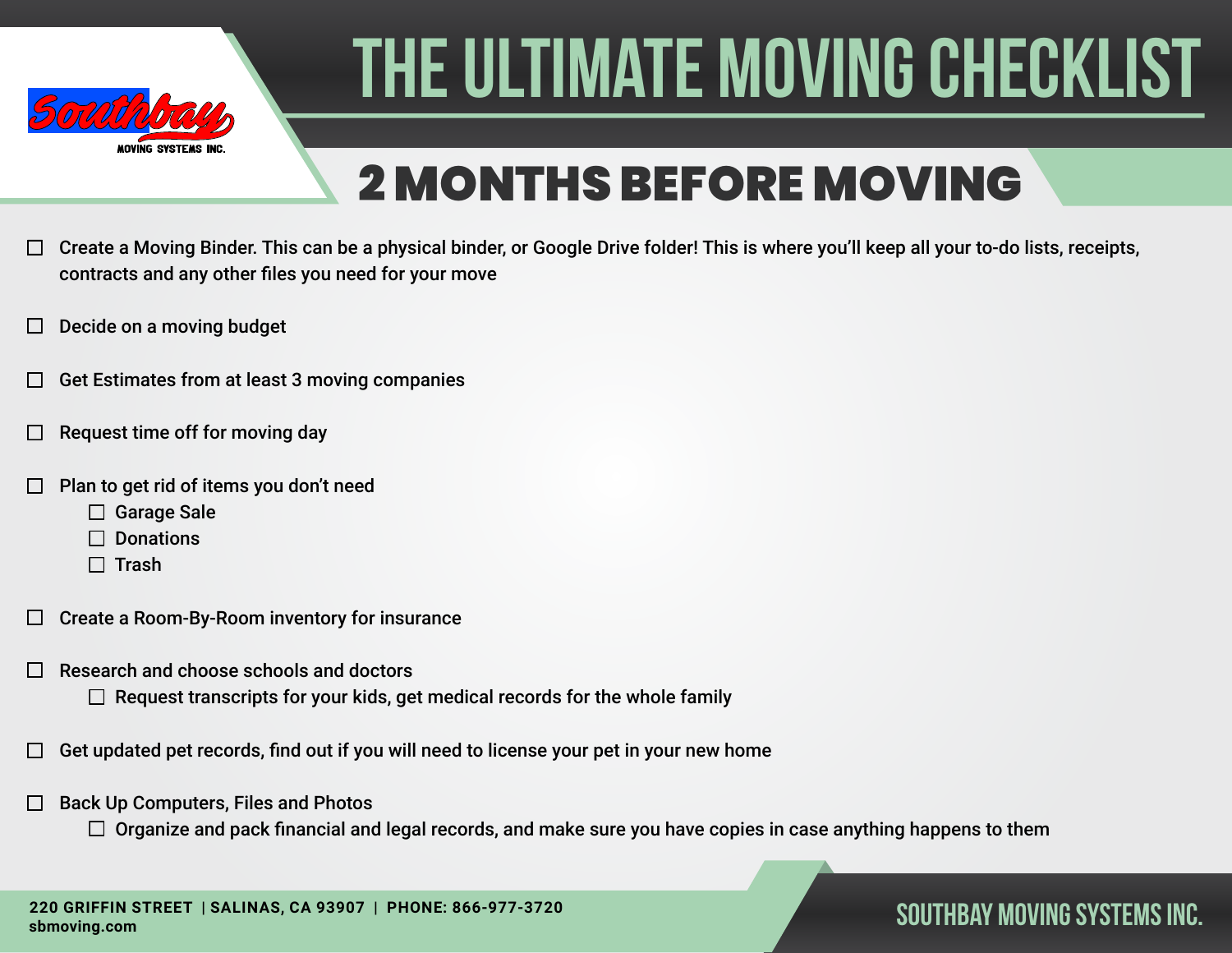# THE ULTIMATE MOVING CHECKLIST

## 2 MONTHS BEFORE MOVING

- ☐ Create a Moving Binder. This can be a physical binder, or Google Drive folder! This is where you'll keep all your to-do lists, receipts, contracts and any other files you need for your move
- ☐ Decide on a moving budget
- ☐ Get Estimates from at least 3 moving companies
- ☐ Request time off for moving day
- ☐ Plan to get rid of items you don't need
  - ☐ Garage Sale
  - ☐ Donations
  - ☐ Trash
- ☐ Create a Room-By-Room inventory for insurance
- ☐ Research and choose schools and doctors
  - ☐ Request transcripts for your kids, get medical records for the whole family
- ☐ Get updated pet records, find out if you will need to license your pet in your new home
- ☐ Back Up Computers, Files and Photos
  - ☐ Organize and pack financial and legal records, and make sure you have copies in case anything happens to them

**220 GRIFFIN STREET | SALINAS, CA 93907 | PHONE: 866-977-3720**
**sbmoving.com**

**SOUTHBAY MOVING SYSTEMS INC.**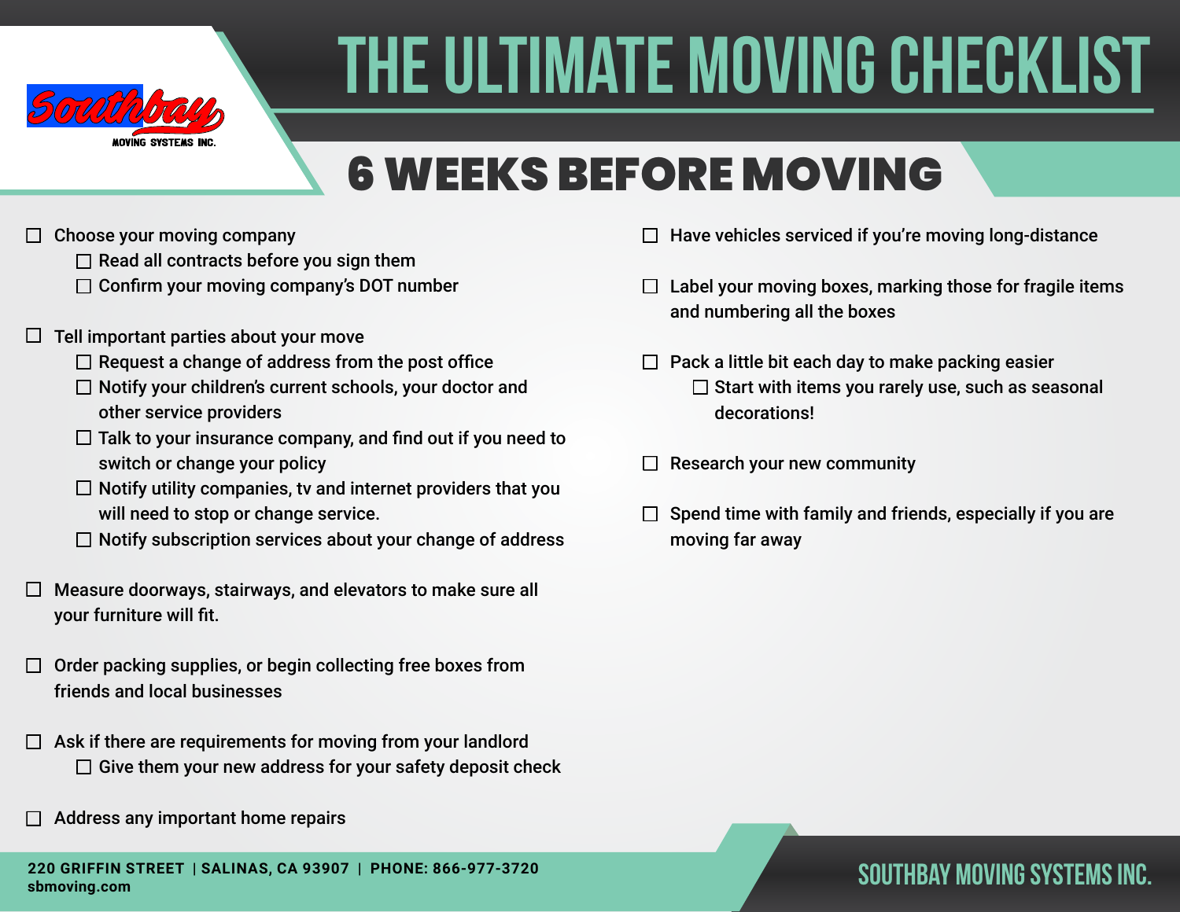# THE ULTIMATE MOVING CHECKLIST

## 6 WEEKS BEFORE MOVING

- ☐ Choose your moving company
  - ☐ Read all contracts before you sign them
  - ☐ Confirm your moving company's DOT number
- ☐ Tell important parties about your move
  - ☐ Request a change of address from the post office
  - ☐ Notify your children's current schools, your doctor and other service providers
  - ☐ Talk to your insurance company, and find out if you need to switch or change your policy
  - ☐ Notify utility companies, tv and internet providers that you will need to stop or change service.
  - ☐ Notify subscription services about your change of address
- ☐ Measure doorways, stairways, and elevators to make sure all your furniture will fit.
- ☐ Order packing supplies, or begin collecting free boxes from friends and local businesses
- ☐ Ask if there are requirements for moving from your landlord
  - ☐ Give them your new address for your safety deposit check
- ☐ Address any important home repairs
- ☐ Have vehicles serviced if you're moving long-distance
- ☐ Label your moving boxes, marking those for fragile items and numbering all the boxes
- ☐ Pack a little bit each day to make packing easier
  - ☐ Start with items you rarely use, such as seasonal decorations!
- ☐ Research your new community
- ☐ Spend time with family and friends, especially if you are moving far away

220 GRIFFIN STREET | SALINAS, CA 93907 | PHONE: 866-977-3720
sbmoving.com

SOUTHBAY MOVING SYSTEMS INC.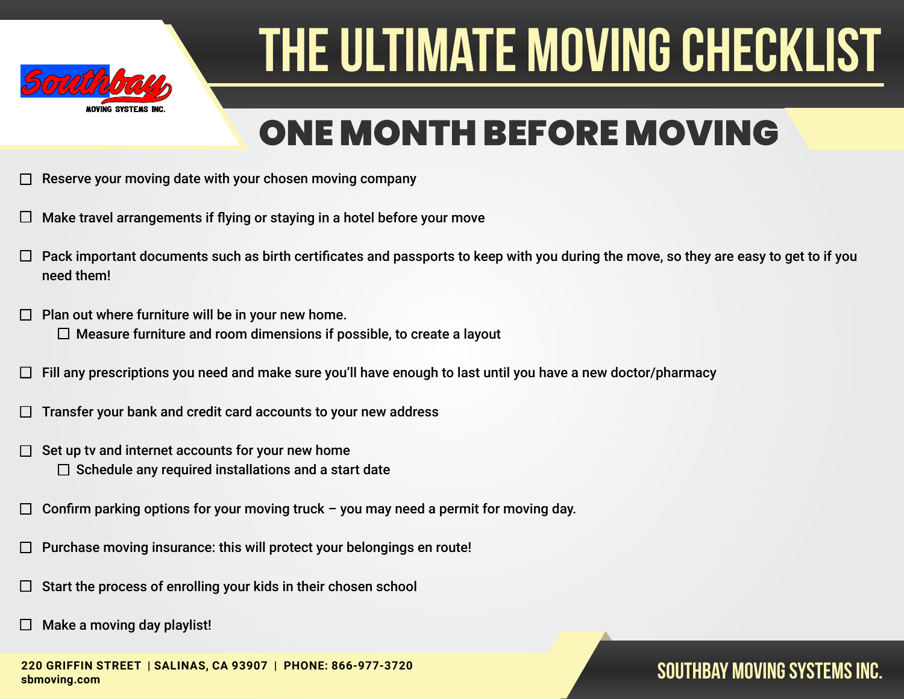# THE ULTIMATE MOVING CHECKLIST

## ONE MONTH BEFORE MOVING

- ☐ Reserve your moving date with your chosen moving company
- ☐ Make travel arrangements if flying or staying in a hotel before your move
- ☐ Pack important documents such as birth certificates and passports to keep with you during the move, so they are easy to get to if you need them!
- ☐ Plan out where furniture will be in your new home.
  - ☐ Measure furniture and room dimensions if possible, to create a layout
- ☐ Fill any prescriptions you need and make sure you'll have enough to last until you have a new doctor/pharmacy
- ☐ Transfer your bank and credit card accounts to your new address
- ☐ Set up tv and internet accounts for your new home
  - ☐ Schedule any required installations and a start date
- ☐ Confirm parking options for your moving truck – you may need a permit for moving day.
- ☐ Purchase moving insurance: this will protect your belongings en route!
- ☐ Start the process of enrolling your kids in their chosen school
- ☐ Make a moving day playlist!

**220 GRIFFIN STREET | SALINAS, CA 93907 | PHONE: 866-977-3720**
**sbmoving.com**

SOUTHBAY MOVING SYSTEMS INC.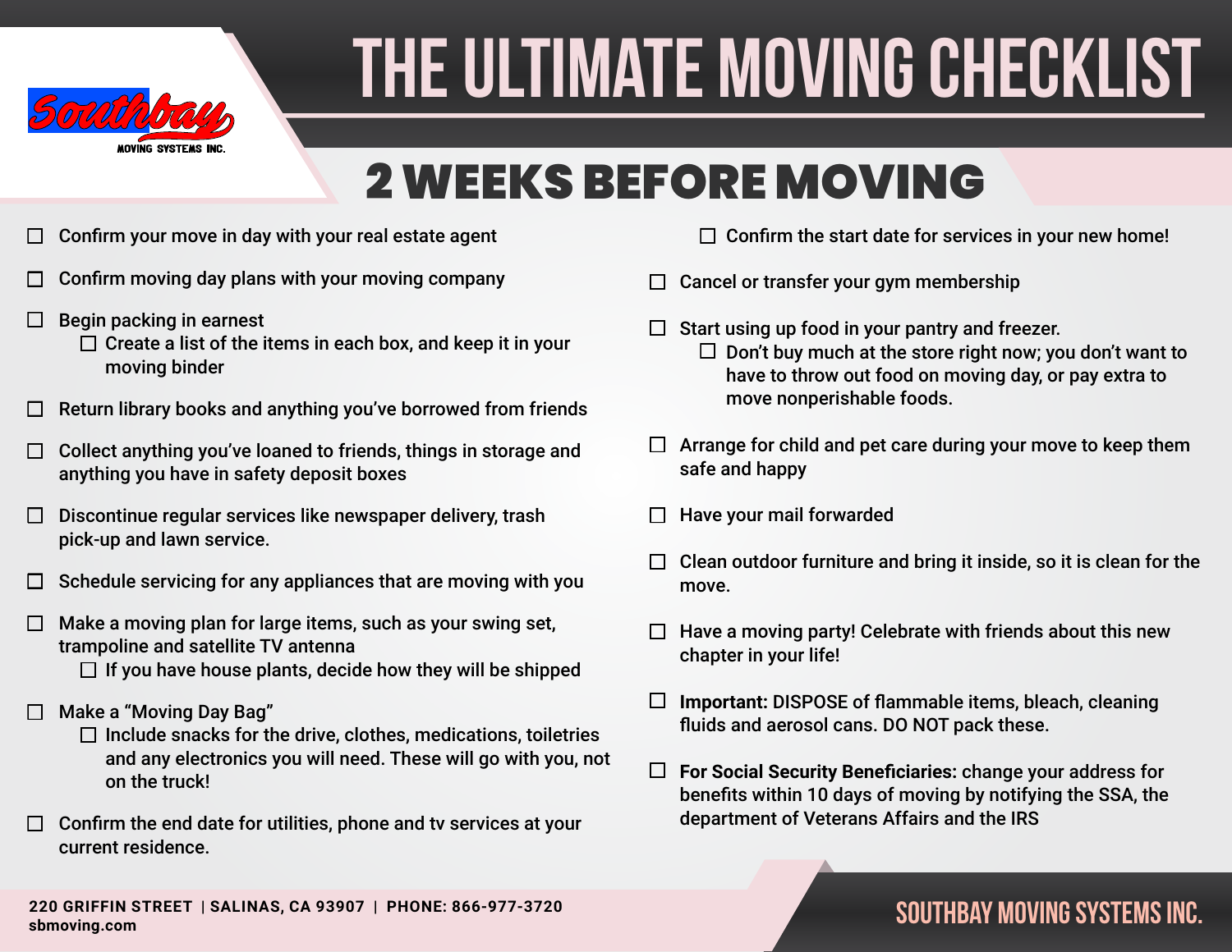# THE ULTIMATE MOVING CHECKLIST

## 2 WEEKS BEFORE MOVING

- ☐ Confirm your move in day with your real estate agent
- ☐ Confirm moving day plans with your moving company
- ☐ Begin packing in earnest
  - ☐ Create a list of the items in each box, and keep it in your moving binder
- ☐ Return library books and anything you've borrowed from friends
- ☐ Collect anything you've loaned to friends, things in storage and anything you have in safety deposit boxes
- ☐ Discontinue regular services like newspaper delivery, trash pick-up and lawn service.
- ☐ Schedule servicing for any appliances that are moving with you
- ☐ Make a moving plan for large items, such as your swing set, trampoline and satellite TV antenna
  - ☐ If you have house plants, decide how they will be shipped
- ☐ Make a "Moving Day Bag"
  - ☐ Include snacks for the drive, clothes, medications, toiletries and any electronics you will need. These will go with you, not on the truck!
- ☐ Confirm the end date for utilities, phone and tv services at your current residence.
  - ☐ Confirm the start date for services in your new home!
- ☐ Cancel or transfer your gym membership
- ☐ Start using up food in your pantry and freezer.
  - ☐ Don't buy much at the store right now; you don't want to have to throw out food on moving day, or pay extra to move nonperishable foods.
- ☐ Arrange for child and pet care during your move to keep them safe and happy
- ☐ Have your mail forwarded
- ☐ Clean outdoor furniture and bring it inside, so it is clean for the move.
- ☐ Have a moving party! Celebrate with friends about this new chapter in your life!
- ☐ **Important:** DISPOSE of flammable items, bleach, cleaning fluids and aerosol cans. DO NOT pack these.
- ☐ **For Social Security Beneficiaries:** change your address for benefits within 10 days of moving by notifying the SSA, the department of Veterans Affairs and the IRS

220 GRIFFIN STREET | SALINAS, CA 93907 | PHONE: 866-977-3720
sbmoving.com

SOUTHBAY MOVING SYSTEMS INC.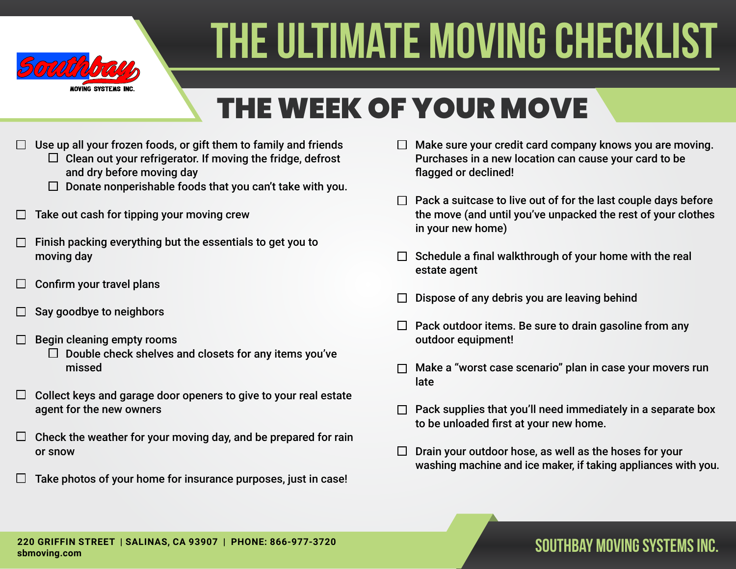# THE ULTIMATE MOVING CHECKLIST

## THE WEEK OF YOUR MOVE

- ☐ Use up all your frozen foods, or gift them to family and friends
  - ☐ Clean out your refrigerator. If moving the fridge, defrost and dry before moving day
  - ☐ Donate nonperishable foods that you can't take with you.
- ☐ Take out cash for tipping your moving crew
- ☐ Finish packing everything but the essentials to get you to moving day
- ☐ Confirm your travel plans
- ☐ Say goodbye to neighbors
- ☐ Begin cleaning empty rooms
  - ☐ Double check shelves and closets for any items you've missed
- ☐ Collect keys and garage door openers to give to your real estate agent for the new owners
- ☐ Check the weather for your moving day, and be prepared for rain or snow
- ☐ Take photos of your home for insurance purposes, just in case!
- ☐ Make sure your credit card company knows you are moving. Purchases in a new location can cause your card to be flagged or declined!
- ☐ Pack a suitcase to live out of for the last couple days before the move (and until you've unpacked the rest of your clothes in your new home)
- ☐ Schedule a final walkthrough of your home with the real estate agent
- ☐ Dispose of any debris you are leaving behind
- ☐ Pack outdoor items. Be sure to drain gasoline from any outdoor equipment!
- ☐ Make a "worst case scenario" plan in case your movers run late
- ☐ Pack supplies that you'll need immediately in a separate box to be unloaded first at your new home.
- ☐ Drain your outdoor hose, as well as the hoses for your washing machine and ice maker, if taking appliances with you.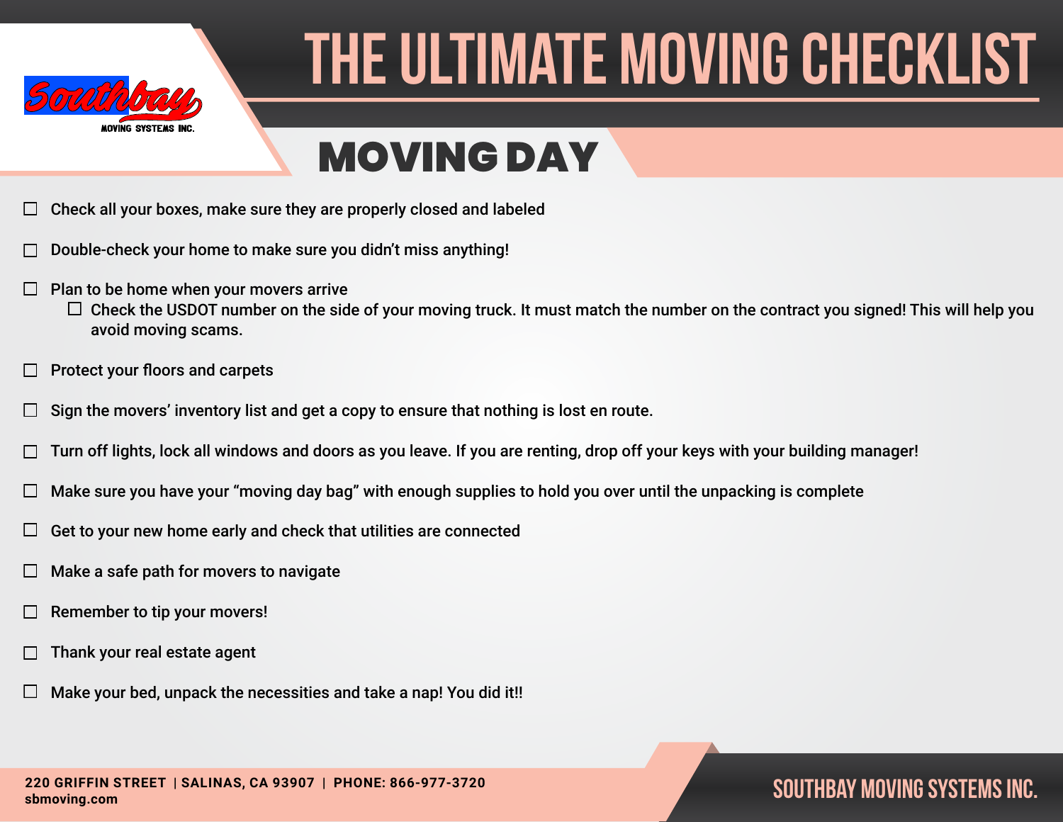# THE ULTIMATE MOVING CHECKLIST

## MOVING DAY

- [ ] Check all your boxes, make sure they are properly closed and labeled
- [ ] Double-check your home to make sure you didn't miss anything!
- [ ] Plan to be home when your movers arrive
    - [ ] Check the USDOT number on the side of your moving truck. It must match the number on the contract you signed! This will help you avoid moving scams.
- [ ] Protect your floors and carpets
- [ ] Sign the movers' inventory list and get a copy to ensure that nothing is lost en route.
- [ ] Turn off lights, lock all windows and doors as you leave. If you are renting, drop off your keys with your building manager!
- [ ] Make sure you have your "moving day bag" with enough supplies to hold you over until the unpacking is complete
- [ ] Get to your new home early and check that utilities are connected
- [ ] Make a safe path for movers to navigate
- [ ] Remember to tip your movers!
- [ ] Thank your real estate agent
- [ ] Make your bed, unpack the necessities and take a nap! You did it!!

220 GRIFFIN STREET | SALINAS, CA 93907 | PHONE: 866-977-3720
sbmoving.com

SOUTHBAY MOVING SYSTEMS INC.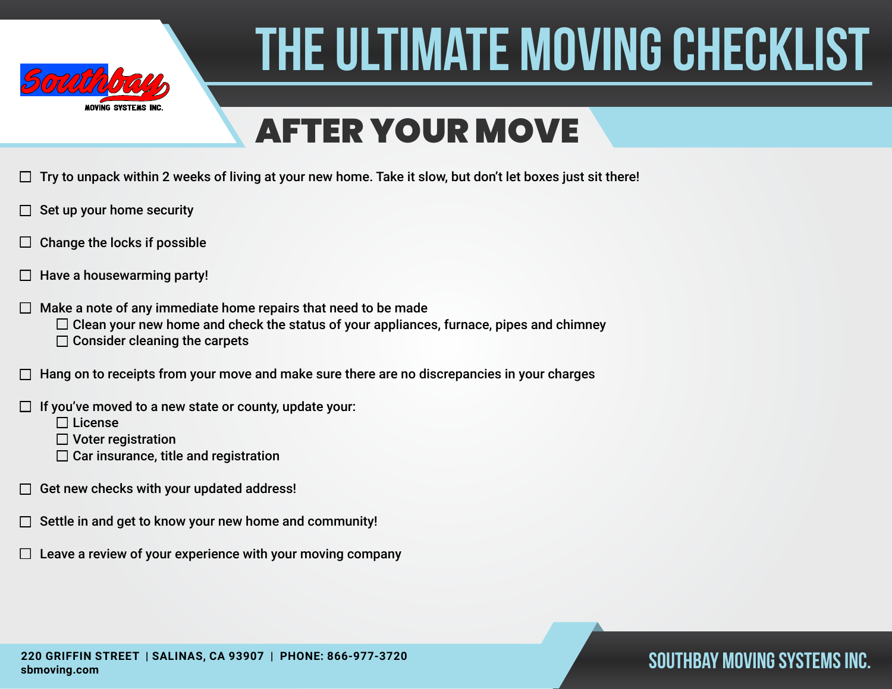# THE ULTIMATE MOVING CHECKLIST

## AFTER YOUR MOVE

- ☐ Try to unpack within 2 weeks of living at your new home. Take it slow, but don't let boxes just sit there!
- ☐ Set up your home security
- ☐ Change the locks if possible
- ☐ Have a housewarming party!
- ☐ Make a note of any immediate home repairs that need to be made
  - ☐ Clean your new home and check the status of your appliances, furnace, pipes and chimney
  - ☐ Consider cleaning the carpets
- ☐ Hang on to receipts from your move and make sure there are no discrepancies in your charges
- ☐ If you've moved to a new state or county, update your:
  - ☐ License
  - ☐ Voter registration
  - ☐ Car insurance, title and registration
- ☐ Get new checks with your updated address!
- ☐ Settle in and get to know your new home and community!
- ☐ Leave a review of your experience with your moving company

**220 GRIFFIN STREET | SALINAS, CA 93907 | PHONE: 866-977-3720**
**sbmoving.com**

SOUTHBAY MOVING SYSTEMS INC.